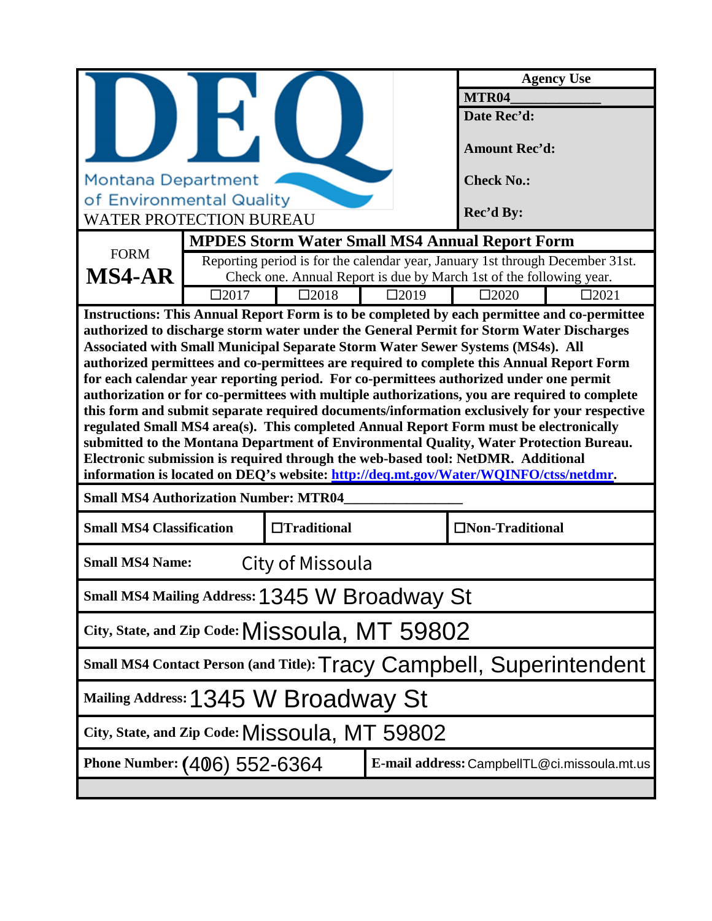# DEQ

Montana Department of Environmental Quality

WATER PROTECTION BUREAU

| Agency Use |
|---|
| MTR04____________ |
| Date Rec'd: |
| Amount Rec'd: |
| Check No.: |
| Rec'd By: |

| FORM **MS4-AR** | **MPDES Storm Water Small MS4 Annual Report Form** | | | | |
|---|---|---|---|---|---|
| | Reporting period is for the calendar year, January 1st through December 31st. Check one. Annual Report is due by March 1st of the following year. | | | | |
| | ☐2017 | ☐2018 | ☐2019 | ☐2020 | ☐2021 |

**Instructions: This Annual Report Form is to be completed by each permittee and co-permittee authorized to discharge storm water under the General Permit for Storm Water Discharges Associated with Small Municipal Separate Storm Water Sewer Systems (MS4s). All authorized permittees and co-permittees are required to complete this Annual Report Form for each calendar year reporting period. For co-permittees authorized under one permit authorization or for co-permittees with multiple authorizations, you are required to complete this form and submit separate required documents/information exclusively for your respective regulated Small MS4 area(s). This completed Annual Report Form must be electronically submitted to the Montana Department of Environmental Quality, Water Protection Bureau. Electronic submission is required through the web-based tool: NetDMR. Additional information is located on DEQ's website: [http://deq.mt.gov/Water/WQINFO/ctss/netdmr](http://deq.mt.gov/Water/WQINFO/ctss/netdmr).**

**Small MS4 Authorization Number: MTR04______________**

| **Small MS4 Classification** | **☐Traditional** | **☐Non-Traditional** |
|---|---|---|

**Small MS4 Name:** City of Missoula

**Small MS4 Mailing Address:** 1345 W Broadway St

**City, State, and Zip Code:** Missoula, MT 59802

**Small MS4 Contact Person (and Title):** Tracy Campbell, Superintendent

**Mailing Address:** 1345 W Broadway St

**City, State, and Zip Code:** Missoula, MT 59802

| **Phone Number:** (406) 552-6364 | **E-mail address:** CampbellTL@ci.missoula.mt.us |
|---|---|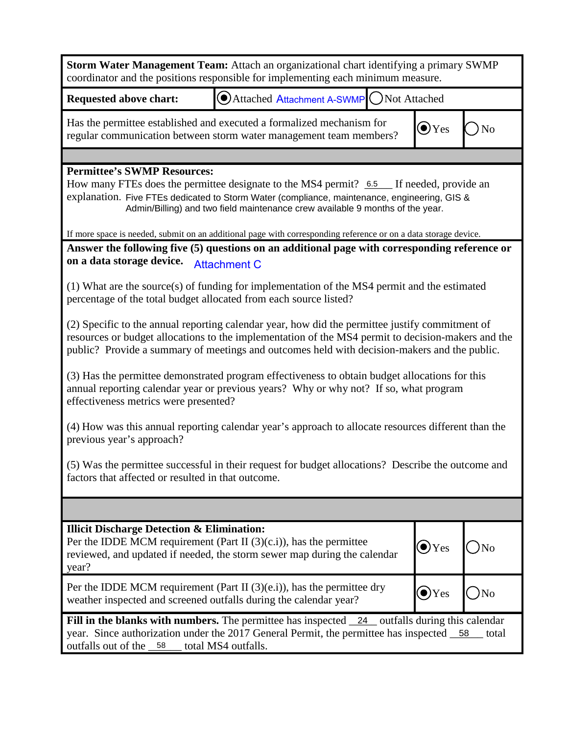**Storm Water Management Team:** Attach an organizational chart identifying a primary SWMP coordinator and the positions responsible for implementing each minimum measure.

| **Requested above chart:** | (●) Attached Attachment A-SWMP | ( ) Not Attached |
|---|---|---|

| Has the permittee established and executed a formalized mechanism for regular communication between storm water management team members? | (●) Yes | ( ) No |
|---|---|---|

**Permittee's SWMP Resources:**

How many FTEs does the permittee designate to the MS4 permit? 6.5 If needed, provide an explanation. Five FTEs dedicated to Storm Water (compliance, maintenance, engineering, GIS & Admin/Billing) and two field maintenance crew available 9 months of the year.

If more space is needed, submit on an additional page with corresponding reference or on a data storage device.

**Answer the following five (5) questions on an additional page with corresponding reference or on a data storage device.** Attachment C

(1) What are the source(s) of funding for implementation of the MS4 permit and the estimated percentage of the total budget allocated from each source listed?

(2) Specific to the annual reporting calendar year, how did the permittee justify commitment of resources or budget allocations to the implementation of the MS4 permit to decision-makers and the public? Provide a summary of meetings and outcomes held with decision-makers and the public.

(3) Has the permittee demonstrated program effectiveness to obtain budget allocations for this annual reporting calendar year or previous years? Why or why not? If so, what program effectiveness metrics were presented?

(4) How was this annual reporting calendar year's approach to allocate resources different than the previous year's approach?

(5) Was the permittee successful in their request for budget allocations? Describe the outcome and factors that affected or resulted in that outcome.

| **Illicit Discharge Detection & Elimination:** Per the IDDE MCM requirement (Part II (3)(c.i)), has the permittee reviewed, and updated if needed, the storm sewer map during the calendar year? | (●) Yes | ( ) No |
|---|---|---|
| Per the IDDE MCM requirement (Part II (3)(e.i)), has the permittee dry weather inspected and screened outfalls during the calendar year? | (●) Yes | ( ) No |

**Fill in the blanks with numbers.** The permittee has inspected 24 outfalls during this calendar year. Since authorization under the 2017 General Permit, the permittee has inspected 58 total outfalls out of the 58 total MS4 outfalls.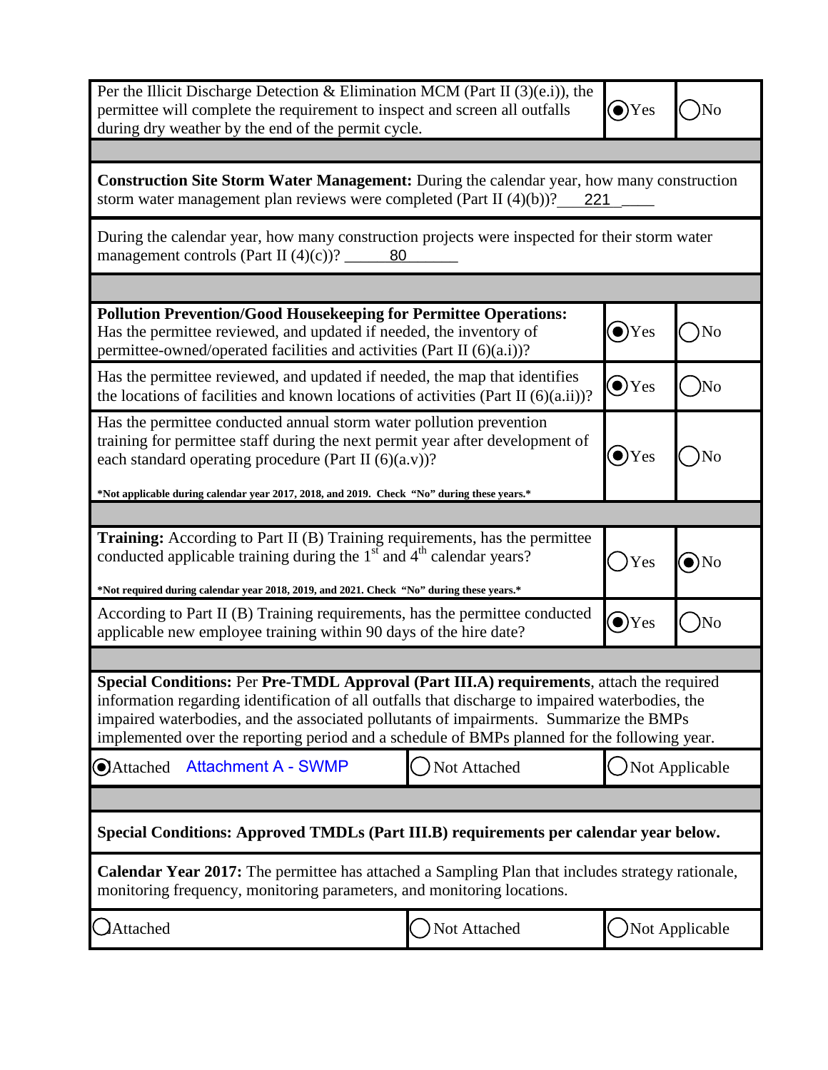| | | |
|---|---|---|
| Per the Illicit Discharge Detection & Elimination MCM (Part II (3)(e.i)), the permittee will complete the requirement to inspect and screen all outfalls during dry weather by the end of the permit cycle. | (●) Yes | ( ) No |

| |
|---|
| **Construction Site Storm Water Management:** During the calendar year, how many construction storm water management plan reviews were completed (Part II (4)(b))? 221 |
| During the calendar year, how many construction projects were inspected for their storm water management controls (Part II (4)(c))? 80 |

| | | |
|---|---|---|
| **Pollution Prevention/Good Housekeeping for Permittee Operations:** Has the permittee reviewed, and updated if needed, the inventory of permittee-owned/operated facilities and activities (Part II (6)(a.i))? | (●) Yes | ( ) No |
| Has the permittee reviewed, and updated if needed, the map that identifies the locations of facilities and known locations of activities (Part II (6)(a.ii))? | (●) Yes | ( ) No |
| Has the permittee conducted annual storm water pollution prevention training for permittee staff during the next permit year after development of each standard operating procedure (Part II (6)(a.v))?<br><br>***Not applicable during calendar year 2017, 2018, and 2019. Check "No" during these years.*** | (●) Yes | ( ) No |

| | | |
|---|---|---|
| **Training:** According to Part II (B) Training requirements, has the permittee conducted applicable training during the 1st and 4th calendar years?<br><br>***Not required during calendar year 2018, 2019, and 2021. Check "No" during these years.*** | ( ) Yes | (●) No |
| According to Part II (B) Training requirements, has the permittee conducted applicable new employee training within 90 days of the hire date? | (●) Yes | ( ) No |

| | | |
|---|---|---|
| **Special Conditions:** Per **Pre-TMDL Approval (Part III.A) requirements**, attach the required information regarding identification of all outfalls that discharge to impaired waterbodies, the impaired waterbodies, and the associated pollutants of impairments. Summarize the BMPs implemented over the reporting period and a schedule of BMPs planned for the following year. | | |
| (●) Attached Attachment A - SWMP | ( ) Not Attached | ( ) Not Applicable |

| | | |
|---|---|---|
| **Special Conditions: Approved TMDLs (Part III.B) requirements per calendar year below.** | | |
| **Calendar Year 2017:** The permittee has attached a Sampling Plan that includes strategy rationale, monitoring frequency, monitoring parameters, and monitoring locations. | | |
| ( ) Attached | ( ) Not Attached | ( ) Not Applicable |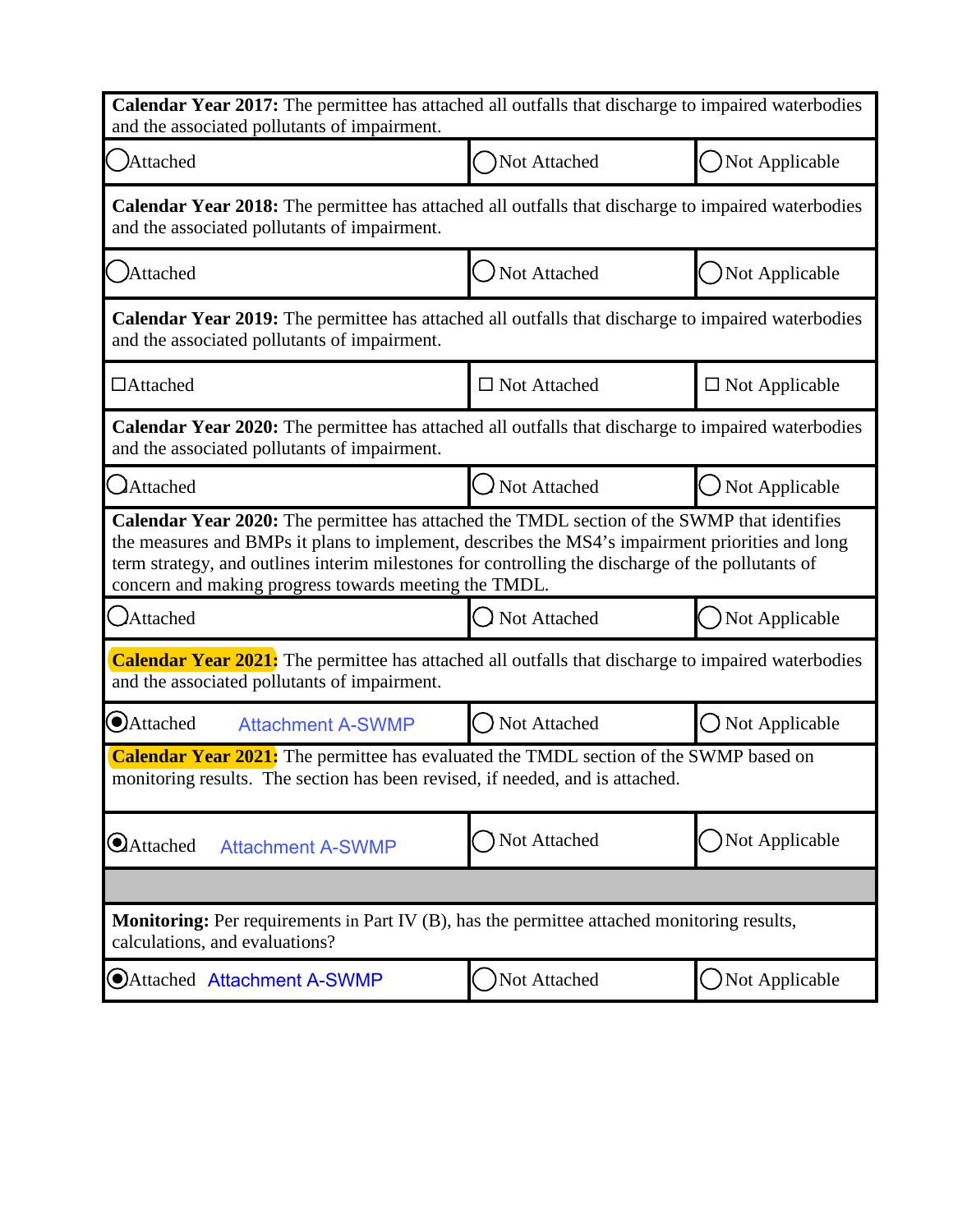| | | |
|---|---|---|
| **Calendar Year 2017:** The permittee has attached all outfalls that discharge to impaired waterbodies and the associated pollutants of impairment. | | |
| ○ Attached | ○ Not Attached | ○ Not Applicable |
| **Calendar Year 2018:** The permittee has attached all outfalls that discharge to impaired waterbodies and the associated pollutants of impairment. | | |
| ○ Attached | ○ Not Attached | ○ Not Applicable |
| **Calendar Year 2019:** The permittee has attached all outfalls that discharge to impaired waterbodies and the associated pollutants of impairment. | | |
| ☐ Attached | ☐ Not Attached | ☐ Not Applicable |
| **Calendar Year 2020:** The permittee has attached all outfalls that discharge to impaired waterbodies and the associated pollutants of impairment. | | |
| ○ Attached | ○ Not Attached | ○ Not Applicable |
| **Calendar Year 2020:** The permittee has attached the TMDL section of the SWMP that identifies the measures and BMPs it plans to implement, describes the MS4's impairment priorities and long term strategy, and outlines interim milestones for controlling the discharge of the pollutants of concern and making progress towards meeting the TMDL. | | |
| ○ Attached | ○ Not Attached | ○ Not Applicable |
| **Calendar Year 2021:** The permittee has attached all outfalls that discharge to impaired waterbodies and the associated pollutants of impairment. | | |
| ◉ Attached Attachment A-SWMP | ○ Not Attached | ○ Not Applicable |
| **Calendar Year 2021:** The permittee has evaluated the TMDL section of the SWMP based on monitoring results. The section has been revised, if needed, and is attached. | | |
| ◉ Attached Attachment A-SWMP | ○ Not Attached | ○ Not Applicable |
| | | |
| **Monitoring:** Per requirements in Part IV (B), has the permittee attached monitoring results, calculations, and evaluations? | | |
| ◉ Attached Attachment A-SWMP | ○ Not Attached | ○ Not Applicable |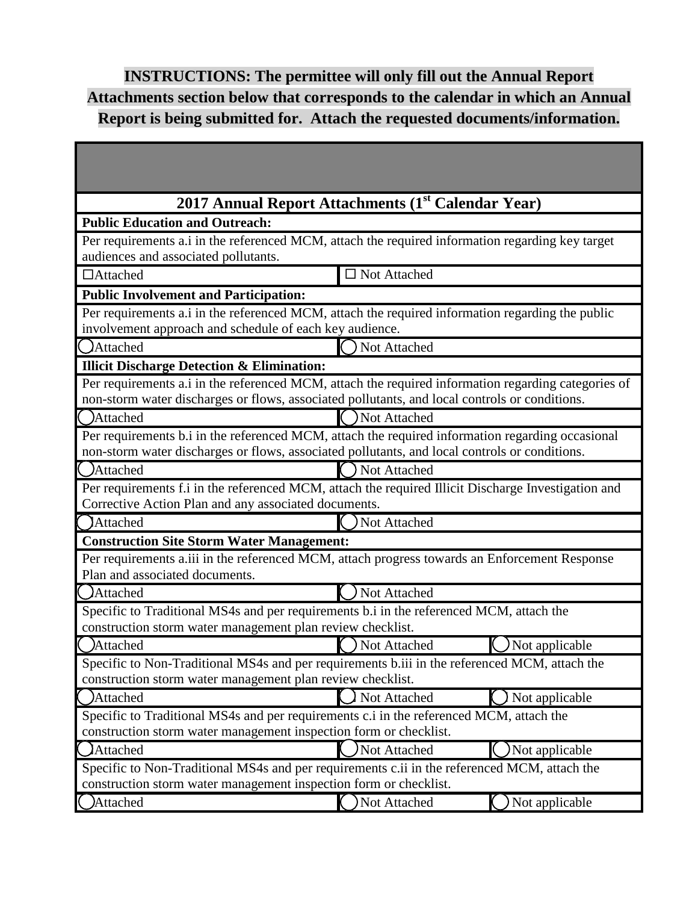**INSTRUCTIONS: The permittee will only fill out the Annual Report Attachments section below that corresponds to the calendar in which an Annual Report is being submitted for. Attach the requested documents/information.**

| 2017 Annual Report Attachments (1st Calendar Year) | | |
|---|---|---|
| **Public Education and Outreach:** | | |
| Per requirements a.i in the referenced MCM, attach the required information regarding key target audiences and associated pollutants. | | |
| ☐Attached | ☐ Not Attached | |
| **Public Involvement and Participation:** | | |
| Per requirements a.i in the referenced MCM, attach the required information regarding the public involvement approach and schedule of each key audience. | | |
| ◯Attached | ◯ Not Attached | |
| **Illicit Discharge Detection & Elimination:** | | |
| Per requirements a.i in the referenced MCM, attach the required information regarding categories of non-storm water discharges or flows, associated pollutants, and local controls or conditions. | | |
| ◯Attached | ◯ Not Attached | |
| Per requirements b.i in the referenced MCM, attach the required information regarding occasional non-storm water discharges or flows, associated pollutants, and local controls or conditions. | | |
| ◯Attached | ◯ Not Attached | |
| Per requirements f.i in the referenced MCM, attach the required Illicit Discharge Investigation and Corrective Action Plan and any associated documents. | | |
| ◯Attached | ◯ Not Attached | |
| **Construction Site Storm Water Management:** | | |
| Per requirements a.iii in the referenced MCM, attach progress towards an Enforcement Response Plan and associated documents. | | |
| ◯Attached | ◯ Not Attached | |
| Specific to Traditional MS4s and per requirements b.i in the referenced MCM, attach the construction storm water management plan review checklist. | | |
| ◯Attached | ◯ Not Attached | ◯ Not applicable |
| Specific to Non-Traditional MS4s and per requirements b.iii in the referenced MCM, attach the construction storm water management plan review checklist. | | |
| ◯Attached | ◯ Not Attached | ◯ Not applicable |
| Specific to Traditional MS4s and per requirements c.i in the referenced MCM, attach the construction storm water management inspection form or checklist. | | |
| ◯Attached | ◯ Not Attached | ◯ Not applicable |
| Specific to Non-Traditional MS4s and per requirements c.ii in the referenced MCM, attach the construction storm water management inspection form or checklist. | | |
| ◯Attached | ◯ Not Attached | ◯ Not applicable |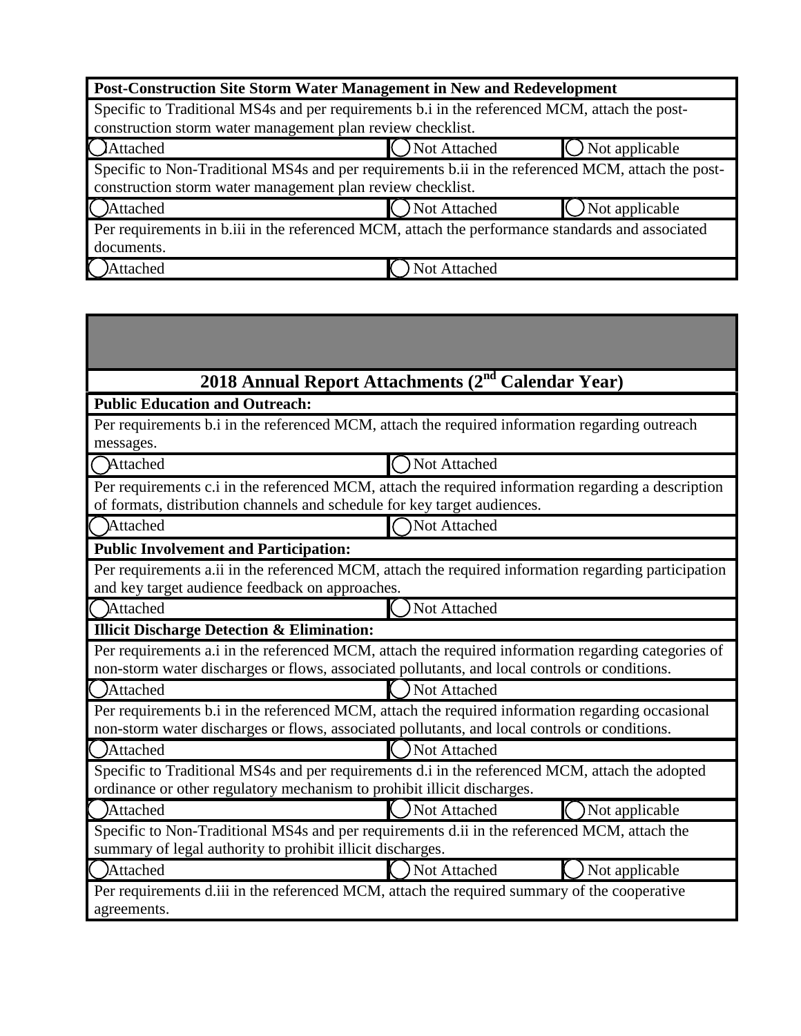**Post-Construction Site Storm Water Management in New and Redevelopment**

Specific to Traditional MS4s and per requirements b.i in the referenced MCM, attach the post-construction storm water management plan review checklist.

- ◯ Attached
- ◯ Not Attached
- ◯ Not applicable

Specific to Non-Traditional MS4s and per requirements b.ii in the referenced MCM, attach the post-construction storm water management plan review checklist.

- ◯ Attached
- ◯ Not Attached
- ◯ Not applicable

Per requirements in b.iii in the referenced MCM, attach the performance standards and associated documents.

- ◯ Attached
- ◯ Not Attached

## 2018 Annual Report Attachments (2nd Calendar Year)

**Public Education and Outreach:**

Per requirements b.i in the referenced MCM, attach the required information regarding outreach messages.

- ◯ Attached
- ◯ Not Attached

Per requirements c.i in the referenced MCM, attach the required information regarding a description of formats, distribution channels and schedule for key target audiences.

- ◯ Attached
- ◯ Not Attached

**Public Involvement and Participation:**

Per requirements a.ii in the referenced MCM, attach the required information regarding participation and key target audience feedback on approaches.

- ◯ Attached
- ◯ Not Attached

**Illicit Discharge Detection & Elimination:**

Per requirements a.i in the referenced MCM, attach the required information regarding categories of non-storm water discharges or flows, associated pollutants, and local controls or conditions.

- ◯ Attached
- ◯ Not Attached

Per requirements b.i in the referenced MCM, attach the required information regarding occasional non-storm water discharges or flows, associated pollutants, and local controls or conditions.

- ◯ Attached
- ◯ Not Attached

Specific to Traditional MS4s and per requirements d.i in the referenced MCM, attach the adopted ordinance or other regulatory mechanism to prohibit illicit discharges.

- ◯ Attached
- ◯ Not Attached
- ◯ Not applicable

Specific to Non-Traditional MS4s and per requirements d.ii in the referenced MCM, attach the summary of legal authority to prohibit illicit discharges.

- ◯ Attached
- ◯ Not Attached
- ◯ Not applicable

Per requirements d.iii in the referenced MCM, attach the required summary of the cooperative agreements.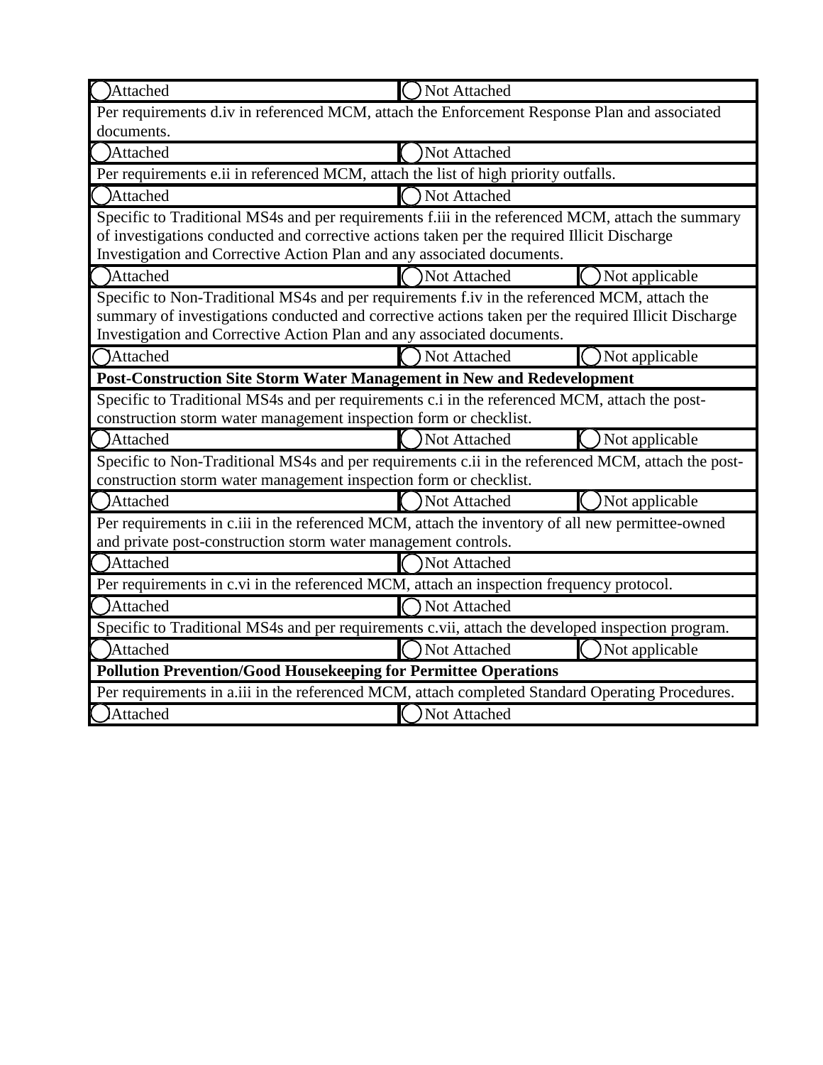| | | |
|---|---|---|
| ◯ Attached | ◯ Not Attached | |
| Per requirements d.iv in referenced MCM, attach the Enforcement Response Plan and associated documents. | | |
| ◯ Attached | ◯ Not Attached | |
| Per requirements e.ii in referenced MCM, attach the list of high priority outfalls. | | |
| ◯ Attached | ◯ Not Attached | |
| Specific to Traditional MS4s and per requirements f.iii in the referenced MCM, attach the summary of investigations conducted and corrective actions taken per the required Illicit Discharge Investigation and Corrective Action Plan and any associated documents. | | |
| ◯ Attached | ◯ Not Attached | ◯ Not applicable |
| Specific to Non-Traditional MS4s and per requirements f.iv in the referenced MCM, attach the summary of investigations conducted and corrective actions taken per the required Illicit Discharge Investigation and Corrective Action Plan and any associated documents. | | |
| ◯ Attached | ◯ Not Attached | ◯ Not applicable |
| **Post-Construction Site Storm Water Management in New and Redevelopment** | | |
| Specific to Traditional MS4s and per requirements c.i in the referenced MCM, attach the post-construction storm water management inspection form or checklist. | | |
| ◯ Attached | ◯ Not Attached | ◯ Not applicable |
| Specific to Non-Traditional MS4s and per requirements c.ii in the referenced MCM, attach the post-construction storm water management inspection form or checklist. | | |
| ◯ Attached | ◯ Not Attached | ◯ Not applicable |
| Per requirements in c.iii in the referenced MCM, attach the inventory of all new permittee-owned and private post-construction storm water management controls. | | |
| ◯ Attached | ◯ Not Attached | |
| Per requirements in c.vi in the referenced MCM, attach an inspection frequency protocol. | | |
| ◯ Attached | ◯ Not Attached | |
| Specific to Traditional MS4s and per requirements c.vii, attach the developed inspection program. | | |
| ◯ Attached | ◯ Not Attached | ◯ Not applicable |
| **Pollution Prevention/Good Housekeeping for Permittee Operations** | | |
| Per requirements in a.iii in the referenced MCM, attach completed Standard Operating Procedures. | | |
| ◯ Attached | ◯ Not Attached | |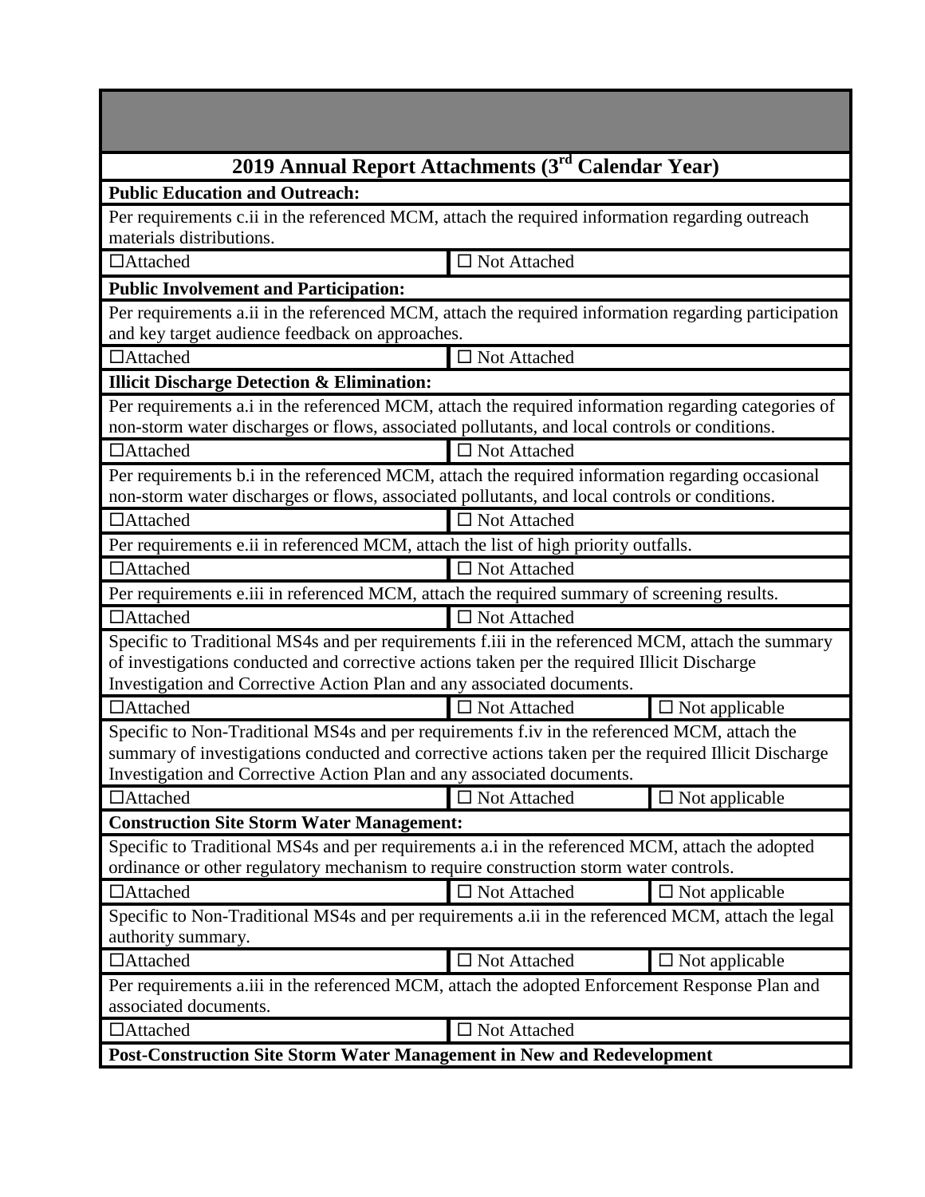## 2019 Annual Report Attachments (3rd Calendar Year)

**Public Education and Outreach:**

Per requirements c.ii in the referenced MCM, attach the required information regarding outreach materials distributions.

| ☐Attached | ☐ Not Attached |
|---|---|

**Public Involvement and Participation:**

Per requirements a.ii in the referenced MCM, attach the required information regarding participation and key target audience feedback on approaches.

| ☐Attached | ☐ Not Attached |
|---|---|

**Illicit Discharge Detection & Elimination:**

Per requirements a.i in the referenced MCM, attach the required information regarding categories of non-storm water discharges or flows, associated pollutants, and local controls or conditions.

| ☐Attached | ☐ Not Attached |
|---|---|

Per requirements b.i in the referenced MCM, attach the required information regarding occasional non-storm water discharges or flows, associated pollutants, and local controls or conditions.

| ☐Attached | ☐ Not Attached |
|---|---|

Per requirements e.ii in referenced MCM, attach the list of high priority outfalls.

| ☐Attached | ☐ Not Attached |
|---|---|

Per requirements e.iii in referenced MCM, attach the required summary of screening results.

| ☐Attached | ☐ Not Attached |
|---|---|

Specific to Traditional MS4s and per requirements f.iii in the referenced MCM, attach the summary of investigations conducted and corrective actions taken per the required Illicit Discharge Investigation and Corrective Action Plan and any associated documents.

| ☐Attached | ☐ Not Attached | ☐ Not applicable |
|---|---|---|

Specific to Non-Traditional MS4s and per requirements f.iv in the referenced MCM, attach the summary of investigations conducted and corrective actions taken per the required Illicit Discharge Investigation and Corrective Action Plan and any associated documents.

| ☐Attached | ☐ Not Attached | ☐ Not applicable |
|---|---|---|

**Construction Site Storm Water Management:**

Specific to Traditional MS4s and per requirements a.i in the referenced MCM, attach the adopted ordinance or other regulatory mechanism to require construction storm water controls.

| ☐Attached | ☐ Not Attached | ☐ Not applicable |
|---|---|---|

Specific to Non-Traditional MS4s and per requirements a.ii in the referenced MCM, attach the legal authority summary.

| ☐Attached | ☐ Not Attached | ☐ Not applicable |
|---|---|---|

Per requirements a.iii in the referenced MCM, attach the adopted Enforcement Response Plan and associated documents.

| ☐Attached | ☐ Not Attached |
|---|---|

**Post-Construction Site Storm Water Management in New and Redevelopment**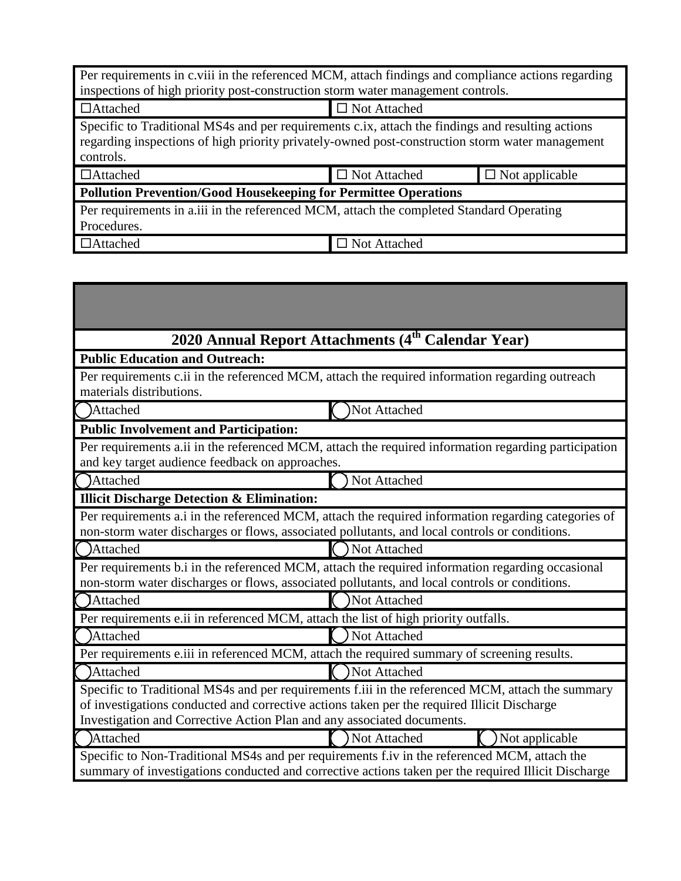| Per requirements in c.viii in the referenced MCM, attach findings and compliance actions regarding inspections of high priority post-construction storm water management controls. | | |
|---|---|---|
| ☐Attached | ☐ Not Attached | |
| Specific to Traditional MS4s and per requirements c.ix, attach the findings and resulting actions regarding inspections of high priority privately-owned post-construction storm water management controls. | | |
| ☐Attached | ☐ Not Attached | ☐ Not applicable |
| **Pollution Prevention/Good Housekeeping for Permittee Operations** | | |
| Per requirements in a.iii in the referenced MCM, attach the completed Standard Operating Procedures. | | |
| ☐Attached | ☐ Not Attached | |

| **2020 Annual Report Attachments (4th Calendar Year)** | | |
|---|---|---|
| **Public Education and Outreach:** | | |
| Per requirements c.ii in the referenced MCM, attach the required information regarding outreach materials distributions. | | |
| ◯ Attached | ◯ Not Attached | |
| **Public Involvement and Participation:** | | |
| Per requirements a.ii in the referenced MCM, attach the required information regarding participation and key target audience feedback on approaches. | | |
| ◯ Attached | ◯ Not Attached | |
| **Illicit Discharge Detection & Elimination:** | | |
| Per requirements a.i in the referenced MCM, attach the required information regarding categories of non-storm water discharges or flows, associated pollutants, and local controls or conditions. | | |
| ◯ Attached | ◯ Not Attached | |
| Per requirements b.i in the referenced MCM, attach the required information regarding occasional non-storm water discharges or flows, associated pollutants, and local controls or conditions. | | |
| ◯ Attached | ◯ Not Attached | |
| Per requirements e.ii in referenced MCM, attach the list of high priority outfalls. | | |
| ◯ Attached | ◯ Not Attached | |
| Per requirements e.iii in referenced MCM, attach the required summary of screening results. | | |
| ◯ Attached | ◯ Not Attached | |
| Specific to Traditional MS4s and per requirements f.iii in the referenced MCM, attach the summary of investigations conducted and corrective actions taken per the required Illicit Discharge Investigation and Corrective Action Plan and any associated documents. | | |
| ◯ Attached | ◯ Not Attached | ◯ Not applicable |
| Specific to Non-Traditional MS4s and per requirements f.iv in the referenced MCM, attach the summary of investigations conducted and corrective actions taken per the required Illicit Discharge | | |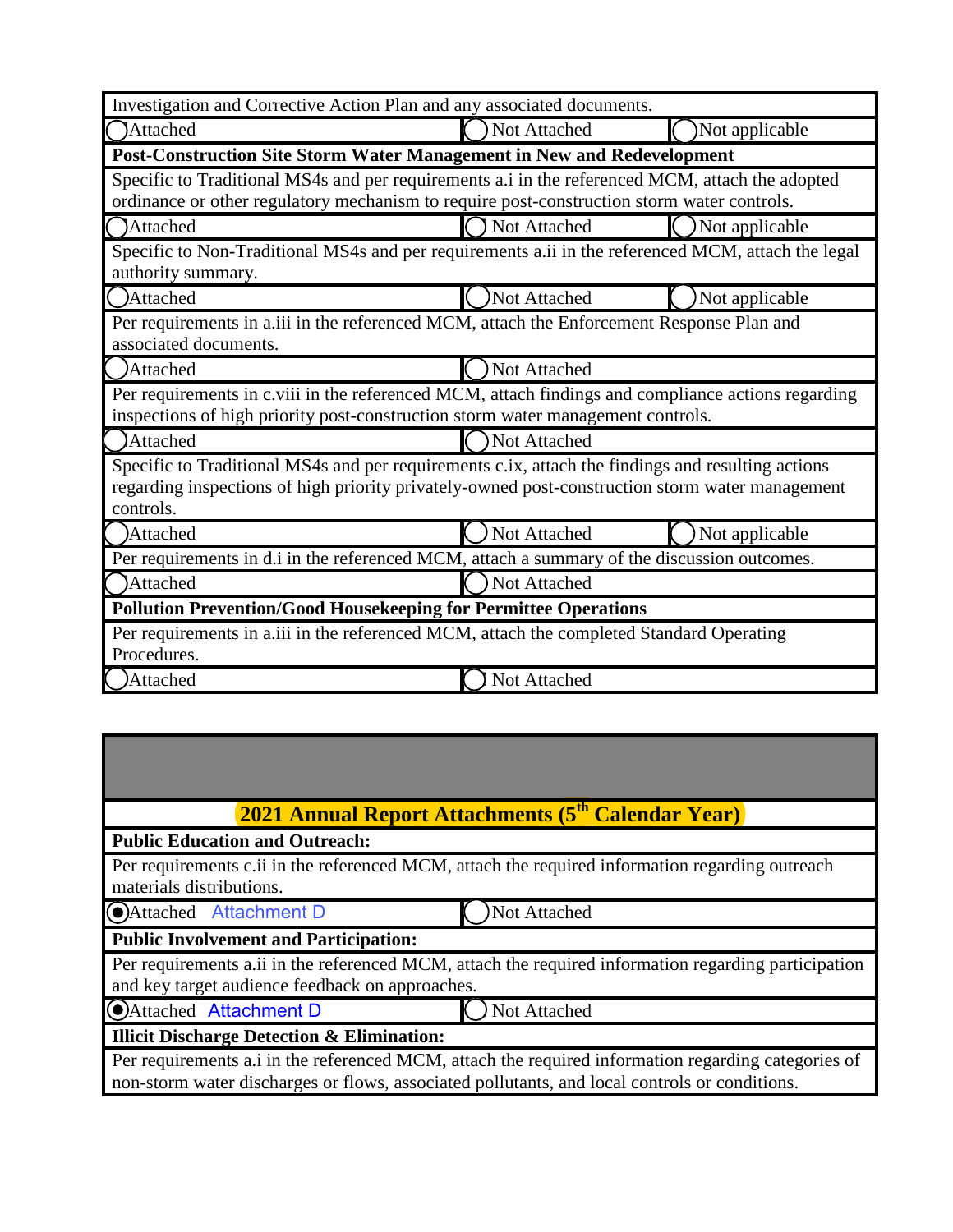| | | |
|---|---|---|
| Investigation and Corrective Action Plan and any associated documents. | | |
| ◯ Attached | ◯ Not Attached | ◯ Not applicable |
| **Post-Construction Site Storm Water Management in New and Redevelopment** | | |
| Specific to Traditional MS4s and per requirements a.i in the referenced MCM, attach the adopted ordinance or other regulatory mechanism to require post-construction storm water controls. | | |
| ◯ Attached | ◯ Not Attached | ◯ Not applicable |
| Specific to Non-Traditional MS4s and per requirements a.ii in the referenced MCM, attach the legal authority summary. | | |
| ◯ Attached | ◯ Not Attached | ◯ Not applicable |
| Per requirements in a.iii in the referenced MCM, attach the Enforcement Response Plan and associated documents. | | |
| ◯ Attached | ◯ Not Attached | |
| Per requirements in c.viii in the referenced MCM, attach findings and compliance actions regarding inspections of high priority post-construction storm water management controls. | | |
| ◯ Attached | ◯ Not Attached | |
| Specific to Traditional MS4s and per requirements c.ix, attach the findings and resulting actions regarding inspections of high priority privately-owned post-construction storm water management controls. | | |
| ◯ Attached | ◯ Not Attached | ◯ Not applicable |
| Per requirements in d.i in the referenced MCM, attach a summary of the discussion outcomes. | | |
| ◯ Attached | ◯ Not Attached | |
| **Pollution Prevention/Good Housekeeping for Permittee Operations** | | |
| Per requirements in a.iii in the referenced MCM, attach the completed Standard Operating Procedures. | | |
| ◯ Attached | ◯ Not Attached | |

| | |
|---|---|
| **2021 Annual Report Attachments (5th Calendar Year)** | |
| **Public Education and Outreach:** | |
| Per requirements c.ii in the referenced MCM, attach the required information regarding outreach materials distributions. | |
| ◉ Attached Attachment D | ◯ Not Attached |
| **Public Involvement and Participation:** | |
| Per requirements a.ii in the referenced MCM, attach the required information regarding participation and key target audience feedback on approaches. | |
| ◉ Attached Attachment D | ◯ Not Attached |
| **Illicit Discharge Detection & Elimination:** | |
| Per requirements a.i in the referenced MCM, attach the required information regarding categories of non-storm water discharges or flows, associated pollutants, and local controls or conditions. | |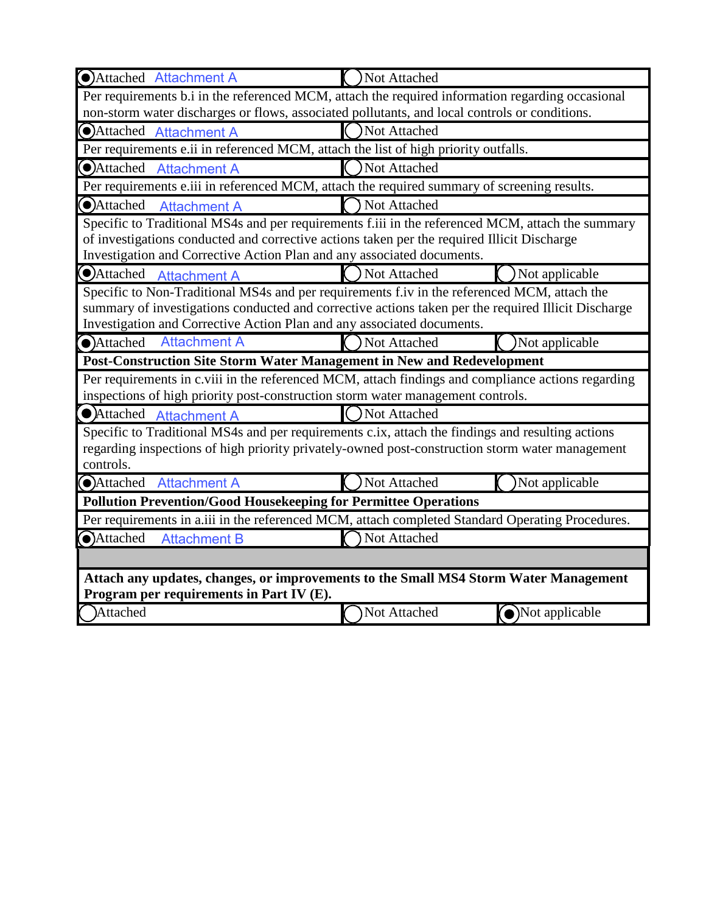| ◉ Attached Attachment A | ○ Not Attached | |
|---|---|---|
| Per requirements b.i in the referenced MCM, attach the required information regarding occasional non-storm water discharges or flows, associated pollutants, and local controls or conditions. | | |
| ◉ Attached Attachment A | ○ Not Attached | |
| Per requirements e.ii in referenced MCM, attach the list of high priority outfalls. | | |
| ◉ Attached Attachment A | ○ Not Attached | |
| Per requirements e.iii in referenced MCM, attach the required summary of screening results. | | |
| ◉ Attached Attachment A | ○ Not Attached | |
| Specific to Traditional MS4s and per requirements f.iii in the referenced MCM, attach the summary of investigations conducted and corrective actions taken per the required Illicit Discharge Investigation and Corrective Action Plan and any associated documents. | | |
| ◉ Attached Attachment A | ○ Not Attached | ○ Not applicable |
| Specific to Non-Traditional MS4s and per requirements f.iv in the referenced MCM, attach the summary of investigations conducted and corrective actions taken per the required Illicit Discharge Investigation and Corrective Action Plan and any associated documents. | | |
| ◉ Attached Attachment A | ○ Not Attached | ○ Not applicable |
| **Post-Construction Site Storm Water Management in New and Redevelopment** | | |
| Per requirements in c.viii in the referenced MCM, attach findings and compliance actions regarding inspections of high priority post-construction storm water management controls. | | |
| ◉ Attached Attachment A | ○ Not Attached | |
| Specific to Traditional MS4s and per requirements c.ix, attach the findings and resulting actions regarding inspections of high priority privately-owned post-construction storm water management controls. | | |
| ◉ Attached Attachment A | ○ Not Attached | ○ Not applicable |
| **Pollution Prevention/Good Housekeeping for Permittee Operations** | | |
| Per requirements in a.iii in the referenced MCM, attach completed Standard Operating Procedures. | | |
| ◉ Attached Attachment B | ○ Not Attached | |
| | | |
| **Attach any updates, changes, or improvements to the Small MS4 Storm Water Management Program per requirements in Part IV (E).** | | |
| ○ Attached | ○ Not Attached | ◉ Not applicable |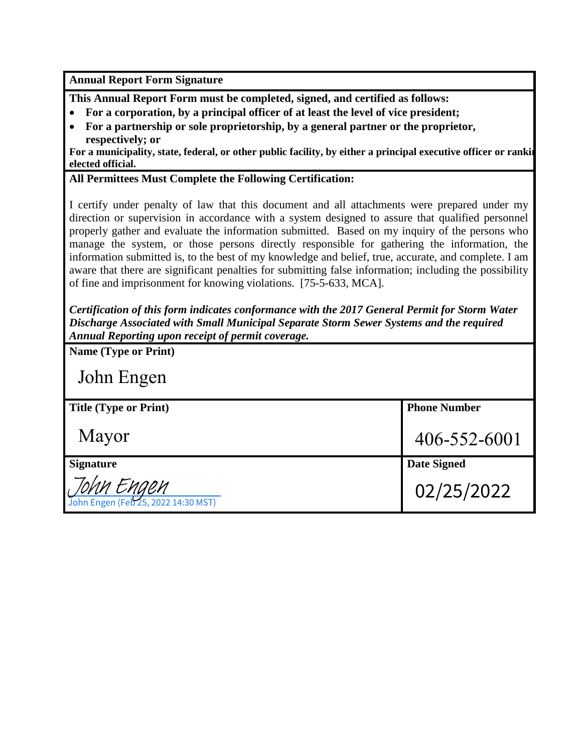**Annual Report Form Signature**

**This Annual Report Form must be completed, signed, and certified as follows:**

- **For a corporation, by a principal officer of at least the level of vice president;**
- **For a partnership or sole proprietorship, by a general partner or the proprietor, respectively; or**

**For a municipality, state, federal, or other public facility, by either a principal executive officer or ranki elected official.**

**All Permittees Must Complete the Following Certification:**

I certify under penalty of law that this document and all attachments were prepared under my direction or supervision in accordance with a system designed to assure that qualified personnel properly gather and evaluate the information submitted. Based on my inquiry of the persons who manage the system, or those persons directly responsible for gathering the information, the information submitted is, to the best of my knowledge and belief, true, accurate, and complete. I am aware that there are significant penalties for submitting false information; including the possibility of fine and imprisonment for knowing violations. [75-5-633, MCA].

***Certification of this form indicates conformance with the 2017 General Permit for Storm Water Discharge Associated with Small Municipal Separate Storm Sewer Systems and the required Annual Reporting upon receipt of permit coverage.***

**Name (Type or Print)**

John Engen

| **Title (Type or Print)** | **Phone Number** |
|---|---|
| Mayor | 406-552-6001 |
| **Signature** | **Date Signed** |
| John Engen<br>John Engen (Feb 25, 2022 14:30 MST) | 02/25/2022 |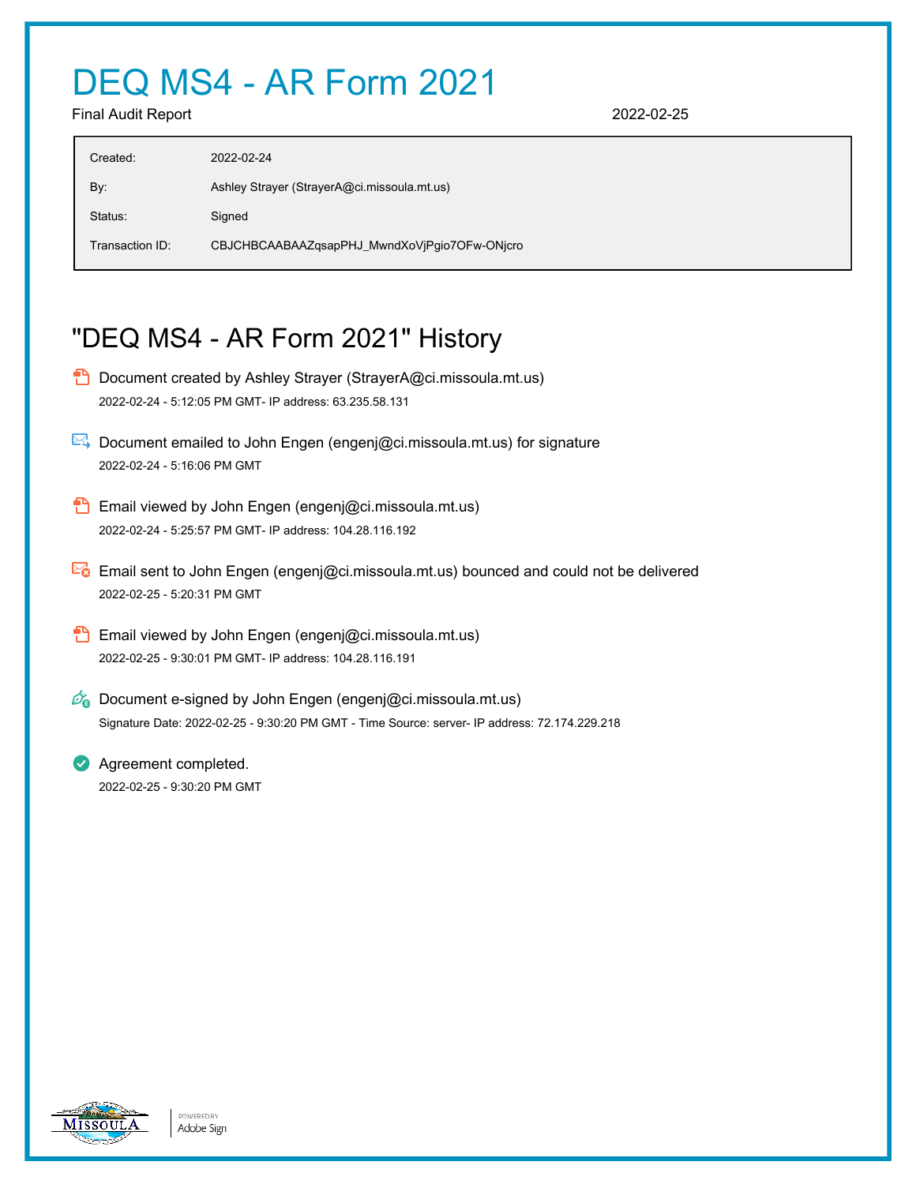# DEQ MS4 - AR Form 2021

Final Audit Report 2022-02-25

| | |
|---|---|
| Created: | 2022-02-24 |
| By: | Ashley Strayer (StrayerA@ci.missoula.mt.us) |
| Status: | Signed |
| Transaction ID: | CBJCHBCAABAAZqsapPHJ_MwndXoVjPgio7OFw-ONjcro |

## "DEQ MS4 - AR Form 2021" History

- Document created by Ashley Strayer (StrayerA@ci.missoula.mt.us)
  2022-02-24 - 5:12:05 PM GMT- IP address: 63.235.58.131

- Document emailed to John Engen (engenj@ci.missoula.mt.us) for signature
  2022-02-24 - 5:16:06 PM GMT

- Email viewed by John Engen (engenj@ci.missoula.mt.us)
  2022-02-24 - 5:25:57 PM GMT- IP address: 104.28.116.192

- Email sent to John Engen (engenj@ci.missoula.mt.us) bounced and could not be delivered
  2022-02-25 - 5:20:31 PM GMT

- Email viewed by John Engen (engenj@ci.missoula.mt.us)
  2022-02-25 - 9:30:01 PM GMT- IP address: 104.28.116.191

- Document e-signed by John Engen (engenj@ci.missoula.mt.us)
  Signature Date: 2022-02-25 - 9:30:20 PM GMT - Time Source: server- IP address: 72.174.229.218

- Agreement completed.
  2022-02-25 - 9:30:20 PM GMT

MISSOULA | POWERED BY Adobe Sign